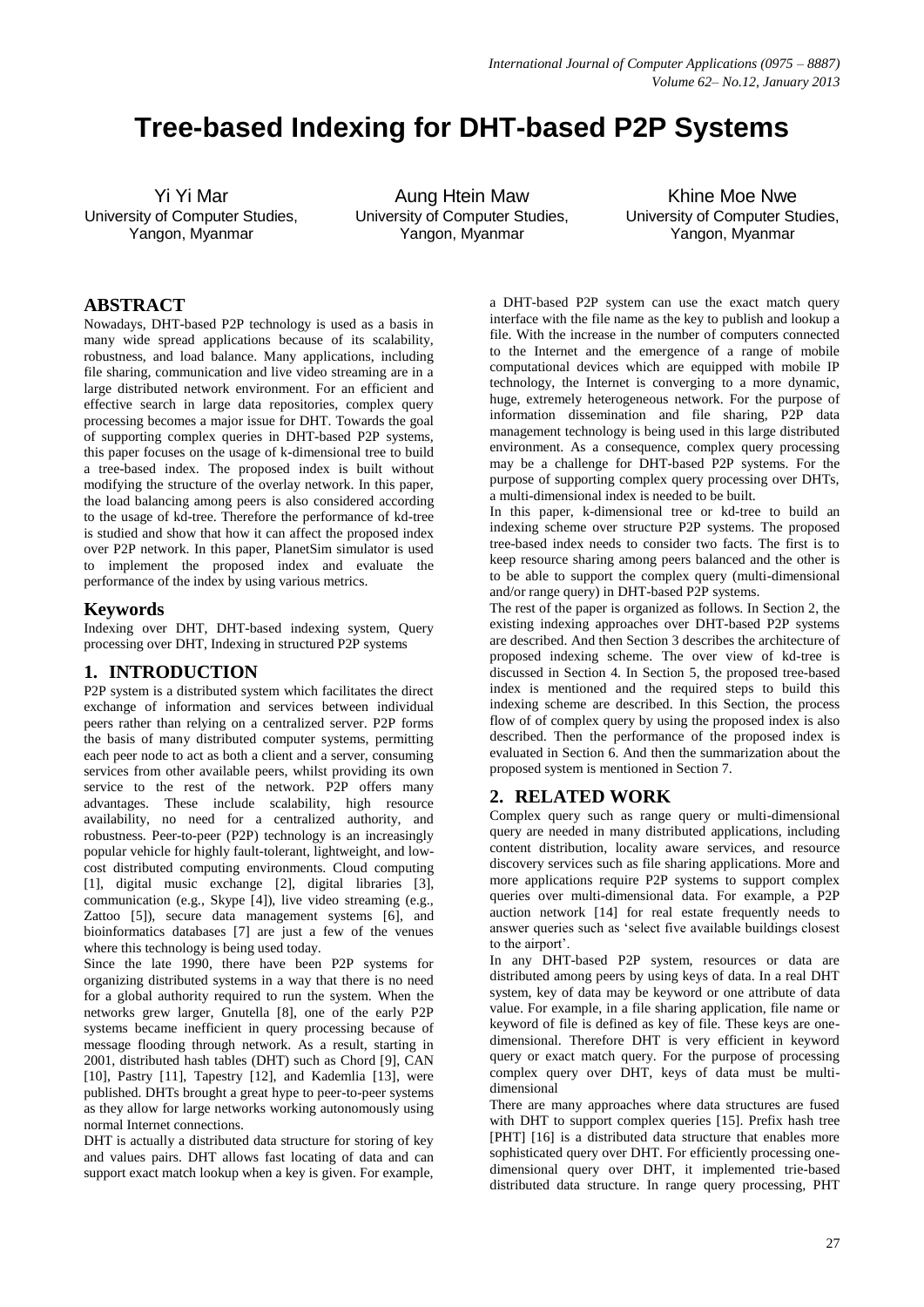# Tree-based Indexing for DHT-based P2P Systems

Yi Yi Mar
University of Computer Studies, Yangon, Myanmar

Aung Htein Maw
University of Computer Studies, Yangon, Myanmar

Khine Moe Nwe
University of Computer Studies, Yangon, Myanmar

## ABSTRACT

Nowadays, DHT-based P2P technology is used as a basis in many wide spread applications because of its scalability, robustness, and load balance. Many applications, including file sharing, communication and live video streaming are in a large distributed network environment. For an efficient and effective search in large data repositories, complex query processing becomes a major issue for DHT. Towards the goal of supporting complex queries in DHT-based P2P systems, this paper focuses on the usage of k-dimensional tree to build a tree-based index. The proposed index is built without modifying the structure of the overlay network. In this paper, the load balancing among peers is also considered according to the usage of kd-tree. Therefore the performance of kd-tree is studied and show that how it can affect the proposed index over P2P network. In this paper, PlanetSim simulator is used to implement the proposed index and evaluate the performance of the index by using various metrics.

## Keywords

Indexing over DHT, DHT-based indexing system, Query processing over DHT, Indexing in structured P2P systems

## 1. INTRODUCTION

P2P system is a distributed system which facilitates the direct exchange of information and services between individual peers rather than relying on a centralized server. P2P forms the basis of many distributed computer systems, permitting each peer node to act as both a client and a server, consuming services from other available peers, whilst providing its own service to the rest of the network. P2P offers many advantages. These include scalability, high resource availability, no need for a centralized authority, and robustness. Peer-to-peer (P2P) technology is an increasingly popular vehicle for highly fault-tolerant, lightweight, and low-cost distributed computing environments. Cloud computing [1], digital music exchange [2], digital libraries [3], communication (e.g., Skype [4]), live video streaming (e.g., Zattoo [5]), secure data management systems [6], and bioinformatics databases [7] are just a few of the venues where this technology is being used today.

Since the late 1990, there have been P2P systems for organizing distributed systems in a way that there is no need for a global authority required to run the system. When the networks grew larger, Gnutella [8], one of the early P2P systems became inefficient in query processing because of message flooding through network. As a result, starting in 2001, distributed hash tables (DHT) such as Chord [9], CAN [10], Pastry [11], Tapestry [12], and Kademlia [13], were published. DHTs brought a great hype to peer-to-peer systems as they allow for large networks working autonomously using normal Internet connections.

DHT is actually a distributed data structure for storing of key and values pairs. DHT allows fast locating of data and can support exact match lookup when a key is given. For example, a DHT-based P2P system can use the exact match query interface with the file name as the key to publish and lookup a file. With the increase in the number of computers connected to the Internet and the emergence of a range of mobile computational devices which are equipped with mobile IP technology, the Internet is converging to a more dynamic, huge, extremely heterogeneous network. For the purpose of information dissemination and file sharing, P2P data management technology is being used in this large distributed environment. As a consequence, complex query processing may be a challenge for DHT-based P2P systems. For the purpose of supporting complex query processing over DHTs, a multi-dimensional index is needed to be built.

In this paper, k-dimensional tree or kd-tree to build an indexing scheme over structure P2P systems. The proposed tree-based index needs to consider two facts. The first is to keep resource sharing among peers balanced and the other is to be able to support the complex query (multi-dimensional and/or range query) in DHT-based P2P systems.

The rest of the paper is organized as follows. In Section 2, the existing indexing approaches over DHT-based P2P systems are described. And then Section 3 describes the architecture of proposed indexing scheme. The over view of kd-tree is discussed in Section 4. In Section 5, the proposed tree-based index is mentioned and the required steps to build this indexing scheme are described. In this Section, the process flow of of complex query by using the proposed index is also described. Then the performance of the proposed index is evaluated in Section 6. And then the summarization about the proposed system is mentioned in Section 7.

## 2. RELATED WORK

Complex query such as range query or multi-dimensional query are needed in many distributed applications, including content distribution, locality aware services, and resource discovery services such as file sharing applications. More and more applications require P2P systems to support complex queries over multi-dimensional data. For example, a P2P auction network [14] for real estate frequently needs to answer queries such as 'select five available buildings closest to the airport'.

In any DHT-based P2P system, resources or data are distributed among peers by using keys of data. In a real DHT system, key of data may be keyword or one attribute of data value. For example, in a file sharing application, file name or keyword of file is defined as key of file. These keys are one-dimensional. Therefore DHT is very efficient in keyword query or exact match query. For the purpose of processing complex query over DHT, keys of data must be multi-dimensional

There are many approaches where data structures are fused with DHT to support complex queries [15]. Prefix hash tree [PHT] [16] is a distributed data structure that enables more sophisticated query over DHT. For efficiently processing one-dimensional query over DHT, it implemented trie-based distributed data structure. In range query processing, PHT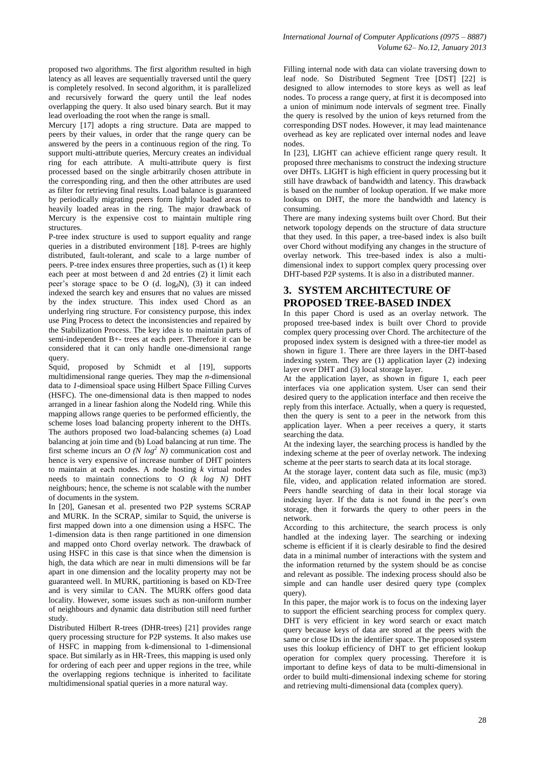proposed two algorithms. The first algorithm resulted in high latency as all leaves are sequentially traversed until the query is completely resolved. In second algorithm, it is parallelized and recursively forward the query until the leaf nodes overlapping the query. It also used binary search. But it may lead overloading the root when the range is small.

Mercury [17] adopts a ring structure. Data are mapped to peers by their values, in order that the range query can be answered by the peers in a continuous region of the ring. To support multi-attribute queries, Mercury creates an individual ring for each attribute. A multi-attribute query is first processed based on the single arbitrarily chosen attribute in the corresponding ring, and then the other attributes are used as filter for retrieving final results. Load balance is guaranteed by periodically migrating peers form lightly loaded areas to heavily loaded areas in the ring. The major drawback of Mercury is the expensive cost to maintain multiple ring structures.

P-tree index structure is used to support equality and range queries in a distributed environment [18]. P-trees are highly distributed, fault-tolerant, and scale to a large number of peers. P-tree index ensures three properties, such as (1) it keep each peer at most between d and 2d entries (2) it limit each peer's storage space to be O (d. $\log_d$N), (3) it can indeed indexed the search key and ensures that no values are missed by the index structure. This index used Chord as an underlying ring structure. For consistency purpose, this index use Ping Process to detect the inconsistencies and repaired by the Stabilization Process. The key idea is to maintain parts of semi-independent B+- trees at each peer. Therefore it can be considered that it can only handle one-dimensional range query.

Squid, proposed by Schmidt et al [19], supports multidimensional range queries. They map the *n*-dimensional data to *1*-dimensioal space using Hilbert Space Filling Curves (HSFC). The one-dimensional data is then mapped to nodes arranged in a linear fashion along the NodeId ring. While this mapping allows range queries to be performed efficiently, the scheme loses load balancing property inherent to the DHTs. The authors proposed two load-balancing schemes (a) Load balancing at join time and (b) Load balancing at run time. The first scheme incurs an $O(N \log^2 N)$ communication cost and hence is very expensive of increase number of DHT pointers to maintain at each nodes. A node hosting $k$ virtual nodes needs to maintain connections to $O(k \log N)$ DHT neighbours; hence, the scheme is not scalable with the number of documents in the system.

In [20], Ganesan et al. presented two P2P systems SCRAP and MURK. In the SCRAP, similar to Squid, the universe is first mapped down into a one dimension using a HSFC. The 1-dimension data is then range partitioned in one dimension and mapped onto Chord overlay network. The drawback of using HSFC in this case is that since when the dimension is high, the data which are near in multi dimensions will be far apart in one dimension and the locality property may not be guaranteed well. In MURK, partitioning is based on KD-Tree and is very similar to CAN. The MURK offers good data locality. However, some issues such as non-uniform number of neighbours and dynamic data distribution still need further study.

Distributed Hilbert R-trees (DHR-trees) [21] provides range query processing structure for P2P systems. It also makes use of HSFC in mapping from k-dimensional to 1-dimensional space. But similarly as in HR-Trees, this mapping is used only for ordering of each peer and upper regions in the tree, while the overlapping regions technique is inherited to facilitate multidimensional spatial queries in a more natural way.

Filling internal node with data can violate traversing down to leaf node. So Distributed Segment Tree [DST] [22] is designed to allow internodes to store keys as well as leaf nodes. To process a range query, at first it is decomposed into a union of minimum node intervals of segment tree. Finally the query is resolved by the union of keys returned from the corresponding DST nodes. However, it may lead maintenance overhead as key are replicated over internal nodes and leave nodes.

In [23], LIGHT can achieve efficient range query result. It proposed three mechanisms to construct the indexing structure over DHTs. LIGHT is high efficient in query processing but it still have drawback of bandwidth and latency. This drawback is based on the number of lookup operation. If we make more lookups on DHT, the more the bandwidth and latency is consuming.

There are many indexing systems built over Chord. But their network topology depends on the structure of data structure that they used. In this paper, a tree-based index is also built over Chord without modifying any changes in the structure of overlay network. This tree-based index is also a multi-dimensional index to support complex query processing over DHT-based P2P systems. It is also in a distributed manner.

# 3. SYSTEM ARCHITECTURE OF PROPOSED TREE-BASED INDEX

In this paper Chord is used as an overlay network. The proposed tree-based index is built over Chord to provide complex query processing over Chord. The architecture of the proposed index system is designed with a three-tier model as shown in figure 1. There are three layers in the DHT-based indexing system. They are (1) application layer (2) indexing layer over DHT and (3) local storage layer.

At the application layer, as shown in figure 1, each peer interfaces via one application system. User can send their desired query to the application interface and then receive the reply from this interface. Actually, when a query is requested, then the query is sent to a peer in the network from this application layer. When a peer receives a query, it starts searching the data.

At the indexing layer, the searching process is handled by the indexing scheme at the peer of overlay network. The indexing scheme at the peer starts to search data at its local storage.

At the storage layer, content data such as file, music (mp3) file, video, and application related information are stored. Peers handle searching of data in their local storage via indexing layer. If the data is not found in the peer's own storage, then it forwards the query to other peers in the network.

According to this architecture, the search process is only handled at the indexing layer. The searching or indexing scheme is efficient if it is clearly desirable to find the desired data in a minimal number of interactions with the system and the information returned by the system should be as concise and relevant as possible. The indexing process should also be simple and can handle user desired query type (complex query).

In this paper, the major work is to focus on the indexing layer to support the efficient searching process for complex query. DHT is very efficient in key word search or exact match query because keys of data are stored at the peers with the same or close IDs in the identifier space. The proposed system uses this lookup efficiency of DHT to get efficient lookup operation for complex query processing. Therefore it is important to define keys of data to be multi-dimensional in order to build multi-dimensional indexing scheme for storing and retrieving multi-dimensional data (complex query).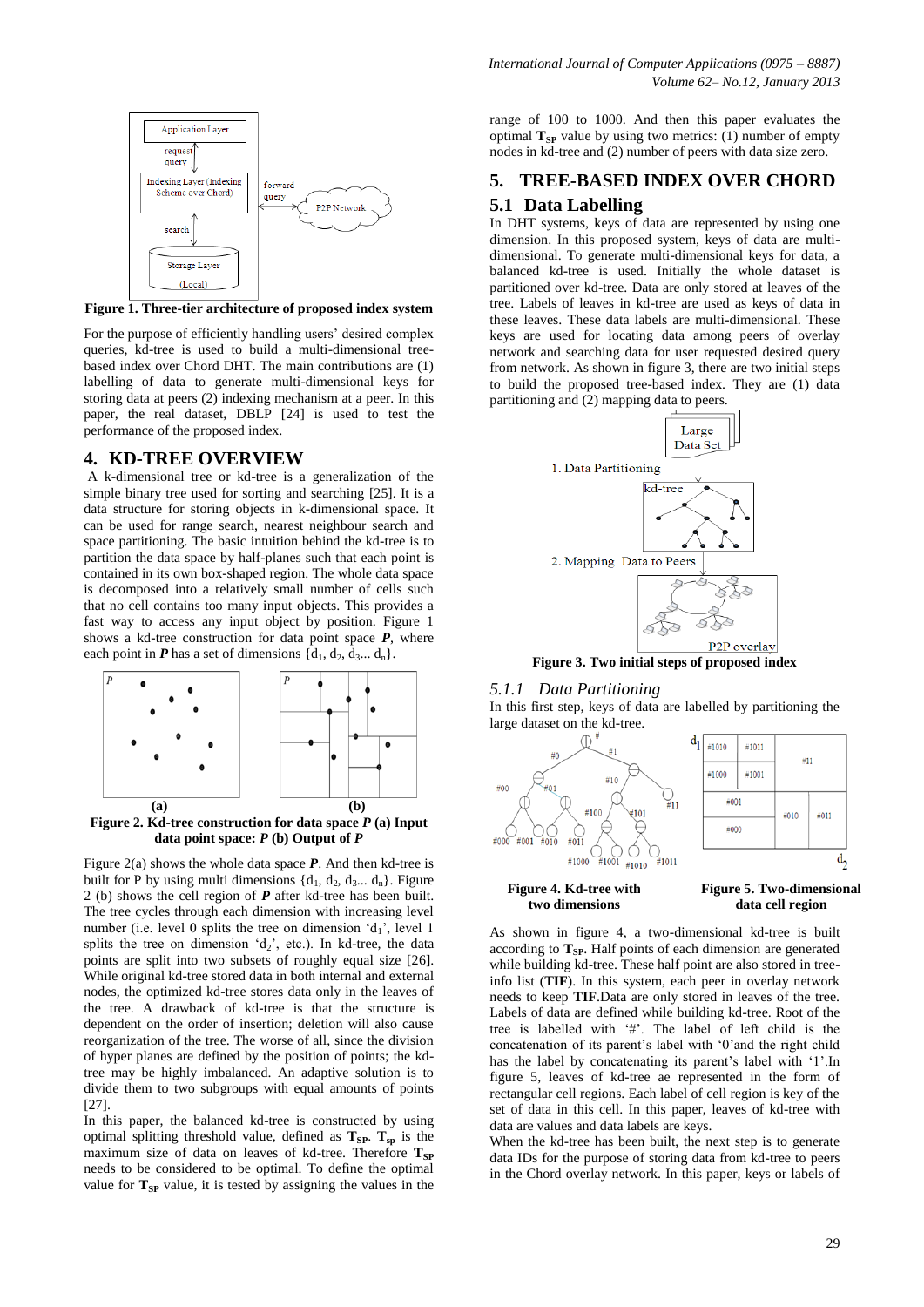**Figure 1. Three-tier architecture of proposed index system**

For the purpose of efficiently handling users' desired complex queries, kd-tree is used to build a multi-dimensional tree-based index over Chord DHT. The main contributions are (1) labelling of data to generate multi-dimensional keys for storing data at peers (2) indexing mechanism at a peer. In this paper, the real dataset, DBLP [24] is used to test the performance of the proposed index.

## 4. KD-TREE OVERVIEW

A k-dimensional tree or kd-tree is a generalization of the simple binary tree used for sorting and searching [25]. It is a data structure for storing objects in k-dimensional space. It can be used for range search, nearest neighbour search and space partitioning. The basic intuition behind the kd-tree is to partition the data space by half-planes such that each point is contained in its own box-shaped region. The whole data space is decomposed into a relatively small number of cells such that no cell contains too many input objects. This provides a fast way to access any input object by position. Figure 1 shows a kd-tree construction for data point space ***P***, where each point in ***P*** has a set of dimensions $\{d_1, d_2, d_3... d_n\}$.

**Figure 2. Kd-tree construction for data space *P* (a) Input data point space: *P* (b) Output of *P***

Figure 2(a) shows the whole data space ***P***. And then kd-tree is built for P by using multi dimensions $\{d_1, d_2, d_3... d_n\}$. Figure 2 (b) shows the cell region of ***P*** after kd-tree has been built. The tree cycles through each dimension with increasing level number (i.e. level 0 splits the tree on dimension '$d_1$', level 1 splits the tree on dimension '$d_2$', etc.). In kd-tree, the data points are split into two subsets of roughly equal size [26]. While original kd-tree stored data in both internal and external nodes, the optimized kd-tree stores data only in the leaves of the tree. A drawback of kd-tree is that the structure is dependent on the order of insertion; deletion will also cause reorganization of the tree. The worse of all, since the division of hyper planes are defined by the position of points; the kd-tree may be highly imbalanced. An adaptive solution is to divide them to two subgroups with equal amounts of points [27].

In this paper, the balanced kd-tree is constructed by using optimal splitting threshold value, defined as $\mathbf{T_{SP}}$. $\mathbf{T_{sp}}$ is the maximum size of data on leaves of kd-tree. Therefore $\mathbf{T_{SP}}$ needs to be considered to be optimal. To define the optimal value for $\mathbf{T_{SP}}$ value, it is tested by assigning the values in the range of 100 to 1000. And then this paper evaluates the optimal $\mathbf{T_{SP}}$ value by using two metrics: (1) number of empty nodes in kd-tree and (2) number of peers with data size zero.

## 5. TREE-BASED INDEX OVER CHORD

### 5.1 Data Labelling

In DHT systems, keys of data are represented by using one dimension. In this proposed system, keys of data are multi-dimensional. To generate multi-dimensional keys for data, a balanced kd-tree is used. Initially the whole dataset is partitioned over kd-tree. Data are only stored at leaves of the tree. Labels of leaves in kd-tree are used as keys of data in these leaves. These data labels are multi-dimensional. These keys are used for locating data among peers of overlay network and searching data for user requested desired query from network. As shown in figure 3, there are two initial steps to build the proposed tree-based index. They are (1) data partitioning and (2) mapping data to peers.

**Figure 3. Two initial steps of proposed index**

#### *5.1.1 Data Partitioning*

In this first step, keys of data are labelled by partitioning the large dataset on the kd-tree.

**Figure 4. Kd-tree with two dimensions**

**Figure 5. Two-dimensional data cell region**

As shown in figure 4, a two-dimensional kd-tree is built according to $\mathbf{T_{SP}}$. Half points of each dimension are generated while building kd-tree. These half point are also stored in tree-info list (**TIF**). In this system, each peer in overlay network needs to keep **TIF**.Data are only stored in leaves of the tree. Labels of data are defined while building kd-tree. Root of the tree is labelled with '#'. The label of left child is the concatenation of its parent's label with '0'and the right child has the label by concatenating its parent's label with '1'.In figure 5, leaves of kd-tree ae represented in the form of rectangular cell regions. Each label of cell region is key of the set of data in this cell. In this paper, leaves of kd-tree with data are values and data labels are keys.

When the kd-tree has been built, the next step is to generate data IDs for the purpose of storing data from kd-tree to peers in the Chord overlay network. In this paper, keys or labels of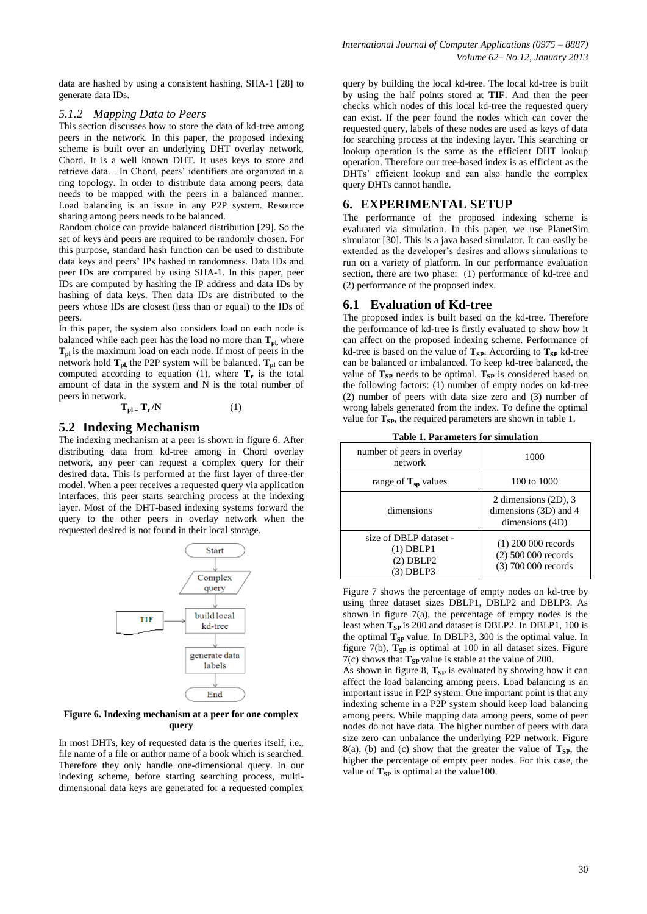data are hashed by using a consistent hashing, SHA-1 [28] to generate data IDs.

### *5.1.2 Mapping Data to Peers*

This section discusses how to store the data of kd-tree among peers in the network. In this paper, the proposed indexing scheme is built over an underlying DHT overlay network, Chord. It is a well known DHT. It uses keys to store and retrieve data. . In Chord, peers' identifiers are organized in a ring topology. In order to distribute data among peers, data needs to be mapped with the peers in a balanced manner. Load balancing is an issue in any P2P system. Resource sharing among peers needs to be balanced.

Random choice can provide balanced distribution [29]. So the set of keys and peers are required to be randomly chosen. For this purpose, standard hash function can be used to distribute data keys and peers' IPs hashed in randomness. Data IDs and peer IDs are computed by using SHA-1. In this paper, peer IDs are computed by hashing the IP address and data IDs by hashing of data keys. Then data IDs are distributed to the peers whose IDs are closest (less than or equal) to the IDs of peers.

In this paper, the system also considers load on each node is balanced while each peer has the load no more than $\mathbf{T_{pl}}$, where $\mathbf{T_{pl}}$ is the maximum load on each node. If most of peers in the network hold $\mathbf{T_{pl}}$, the P2P system will be balanced. $\mathbf{T_{pl}}$ can be computed according to equation (1), where $\mathbf{T_r}$ is the total amount of data in the system and N is the total number of peers in network.

$$\mathbf{T_{pl}} = \mathbf{T_r}/\mathbf{N} \qquad (1)$$

## 5.2 Indexing Mechanism

The indexing mechanism at a peer is shown in figure 6. After distributing data from kd-tree among in Chord overlay network, any peer can request a complex query for their desired data. This is performed at the first layer of three-tier model. When a peer receives a requested query via application interfaces, this peer starts searching process at the indexing layer. Most of the DHT-based indexing systems forward the query to the other peers in overlay network when the requested desired is not found in their local storage.

**Figure 6. Indexing mechanism at a peer for one complex query**

In most DHTs, key of requested data is the queries itself, i.e., file name of a file or author name of a book which is searched. Therefore they only handle one-dimensional query. In our indexing scheme, before starting searching process, multi-dimensional data keys are generated for a requested complex query by building the local kd-tree. The local kd-tree is built by using the half points stored at **TIF**. And then the peer checks which nodes of this local kd-tree the requested query can exist. If the peer found the nodes which can cover the requested query, labels of these nodes are used as keys of data for searching process at the indexing layer. This searching or lookup operation is the same as the efficient DHT lookup operation. Therefore our tree-based index is as efficient as the DHTs' efficient lookup and can also handle the complex query DHTs cannot handle.

# 6. EXPERIMENTAL SETUP

The performance of the proposed indexing scheme is evaluated via simulation. In this paper, we use PlanetSim simulator [30]. This is a java based simulator. It can easily be extended as the developer's desires and allows simulations to run on a variety of platform. In our performance evaluation section, there are two phase: (1) performance of kd-tree and (2) performance of the proposed index.

## 6.1 Evaluation of Kd-tree

The proposed index is built based on the kd-tree. Therefore the performance of kd-tree is firstly evaluated to show how it can affect on the proposed indexing scheme. Performance of kd-tree is based on the value of $\mathbf{T_{SP}}$. According to $\mathbf{T_{SP}}$ kd-tree can be balanced or imbalanced. To keep kd-tree balanced, the value of $\mathbf{T_{SP}}$ needs to be optimal. $\mathbf{T_{SP}}$ is considered based on the following factors: (1) number of empty nodes on kd-tree (2) number of peers with data size zero and (3) number of wrong labels generated from the index. To define the optimal value for $\mathbf{T_{SP}}$, the required parameters are shown in table 1.

**Table 1. Parameters for simulation**

| | |
|---|---|
| number of peers in overlay network | 1000 |
| range of $\mathbf{T_{sp}}$ values | 100 to 1000 |
| dimensions | 2 dimensions (2D), 3 dimensions (3D) and 4 dimensions (4D) |
| size of DBLP dataset - (1) DBLP1 (2) DBLP2 (3) DBLP3 | (1) 200 000 records (2) 500 000 records (3) 700 000 records |

Figure 7 shows the percentage of empty nodes on kd-tree by using three dataset sizes DBLP1, DBLP2 and DBLP3. As shown in figure 7(a), the percentage of empty nodes is the least when $\mathbf{T_{SP}}$ is 200 and dataset is DBLP2. In DBLP1, 100 is the optimal $\mathbf{T_{SP}}$ value. In DBLP3, 300 is the optimal value. In figure 7(b), $\mathbf{T_{SP}}$ is optimal at 100 in all dataset sizes. Figure 7(c) shows that $\mathbf{T_{SP}}$ value is stable at the value of 200.

As shown in figure 8, $\mathbf{T_{SP}}$ is evaluated by showing how it can affect the load balancing among peers. Load balancing is an important issue in P2P system. One important point is that any indexing scheme in a P2P system should keep load balancing among peers. While mapping data among peers, some of peer nodes do not have data. The higher number of peers with data size zero can unbalance the underlying P2P network. Figure 8(a), (b) and (c) show that the greater the value of $\mathbf{T_{SP}}$, the higher the percentage of empty peer nodes. For this case, the value of $\mathbf{T_{SP}}$ is optimal at the value100.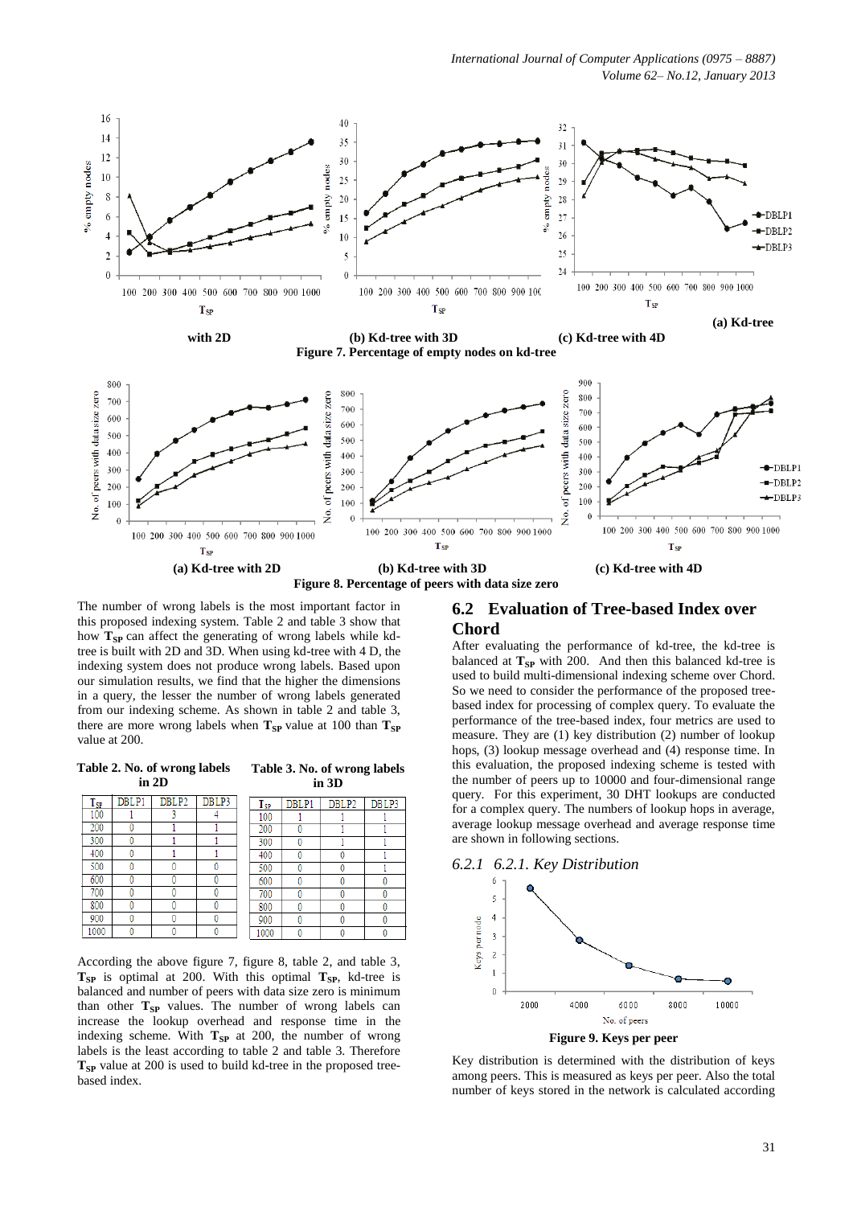(a) Kd-tree with 2D (b) Kd-tree with 3D (c) Kd-tree with 4D

**Figure 7. Percentage of empty nodes on kd-tree**

(a) Kd-tree with 2D (b) Kd-tree with 3D (c) Kd-tree with 4D

**Figure 8. Percentage of peers with data size zero**

The number of wrong labels is the most important factor in this proposed indexing system. Table 2 and table 3 show that how $\mathbf{T_{SP}}$ can affect the generating of wrong labels while kd-tree is built with 2D and 3D. When using kd-tree with 4 D, the indexing system does not produce wrong labels. Based upon our simulation results, we find that the higher the dimensions in a query, the lesser the number of wrong labels generated from our indexing scheme. As shown in table 2 and table 3, there are more wrong labels when $\mathbf{T_{SP}}$ value at 100 than $\mathbf{T_{SP}}$ value at 200.

**Table 2. No. of wrong labels in 2D**

| $T_{SP}$ | DBLP1 | DBLP2 | DBLP3 |
|---|---|---|---|
| 100 | 1 | 3 | 4 |
| 200 | 0 | 1 | 1 |
| 300 | 0 | 1 | 1 |
| 400 | 0 | 1 | 1 |
| 500 | 0 | 0 | 0 |
| 600 | 0 | 0 | 0 |
| 700 | 0 | 0 | 0 |
| 800 | 0 | 0 | 0 |
| 900 | 0 | 0 | 0 |
| 1000 | 0 | 0 | 0 |

**Table 3. No. of wrong labels in 3D**

| $T_{SP}$ | DBLP1 | DBLP2 | DBLP3 |
|---|---|---|---|
| 100 | 1 | 1 | 1 |
| 200 | 0 | 1 | 1 |
| 300 | 0 | 1 | 1 |
| 400 | 0 | 0 | 1 |
| 500 | 0 | 0 | 1 |
| 600 | 0 | 0 | 0 |
| 700 | 0 | 0 | 0 |
| 800 | 0 | 0 | 0 |
| 900 | 0 | 0 | 0 |
| 1000 | 0 | 0 | 0 |

According the above figure 7, figure 8, table 2, and table 3, $\mathbf{T_{SP}}$ is optimal at 200. With this optimal $\mathbf{T_{SP}}$, kd-tree is balanced and number of peers with data size zero is minimum than other $\mathbf{T_{SP}}$ values. The number of wrong labels can increase the lookup overhead and response time in the indexing scheme. With $\mathbf{T_{SP}}$ at 200, the number of wrong labels is the least according to table 2 and table 3. Therefore $\mathbf{T_{SP}}$ value at 200 is used to build kd-tree in the proposed tree-based index.

## 6.2 Evaluation of Tree-based Index over Chord

After evaluating the performance of kd-tree, the kd-tree is balanced at $\mathbf{T_{SP}}$ with 200. And then this balanced kd-tree is used to build multi-dimensional indexing scheme over Chord. So we need to consider the performance of the proposed tree-based index for processing of complex query. To evaluate the performance of the tree-based index, four metrics are used to measure. They are (1) key distribution (2) number of lookup hops, (3) lookup message overhead and (4) response time. In this evaluation, the proposed indexing scheme is tested with the number of peers up to 10000 and four-dimensional range query. For this experiment, 30 DHT lookups are conducted for a complex query. The numbers of lookup hops in average, average lookup message overhead and average response time are shown in following sections.

### *6.2.1 6.2.1. Key Distribution*

**Figure 9. Keys per peer**

Key distribution is determined with the distribution of keys among peers. This is measured as keys per peer. Also the total number of keys stored in the network is calculated according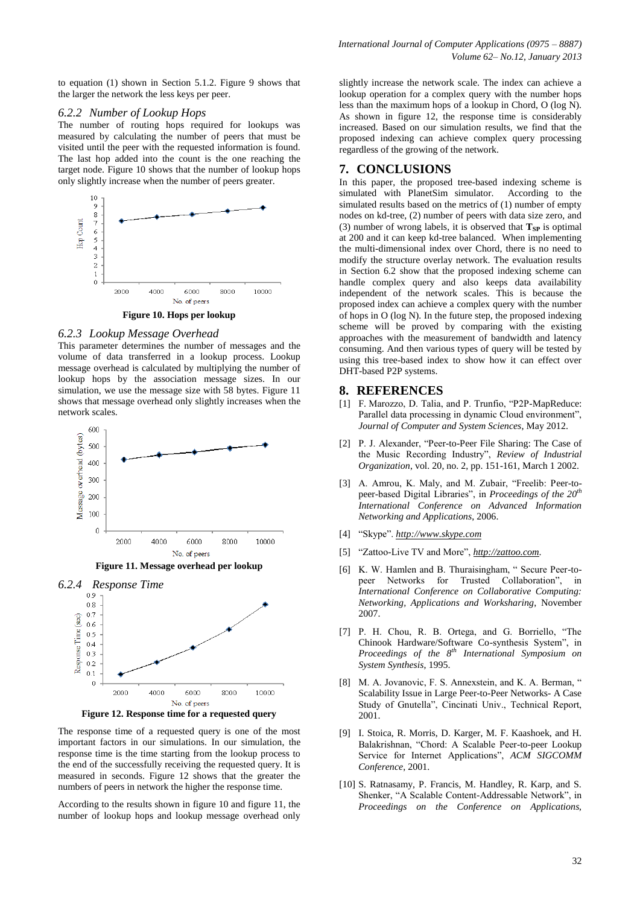to equation (1) shown in Section 5.1.2. Figure 9 shows that the larger the network the less keys per peer.

### *6.2.2 Number of Lookup Hops*

The number of routing hops required for lookups was measured by calculating the number of peers that must be visited until the peer with the requested information is found. The last hop added into the count is the one reaching the target node. Figure 10 shows that the number of lookup hops only slightly increase when the number of peers greater.

**Figure 10. Hops per lookup**

### *6.2.3 Lookup Message Overhead*

This parameter determines the number of messages and the volume of data transferred in a lookup process. Lookup message overhead is calculated by multiplying the number of lookup hops by the association message sizes. In our simulation, we use the message size with 58 bytes. Figure 11 shows that message overhead only slightly increases when the network scales.

**Figure 11. Message overhead per lookup**

### *6.2.4 Response Time*

**Figure 12. Response time for a requested query**

The response time of a requested query is one of the most important factors in our simulations. In our simulation, the response time is the time starting from the lookup process to the end of the successfully receiving the requested query. It is measured in seconds. Figure 12 shows that the greater the numbers of peers in network the higher the response time.

According to the results shown in figure 10 and figure 11, the number of lookup hops and lookup message overhead only slightly increase the network scale. The index can achieve a lookup operation for a complex query with the number hops less than the maximum hops of a lookup in Chord, O (log N). As shown in figure 12, the response time is considerably increased. Based on our simulation results, we find that the proposed indexing can achieve complex query processing regardless of the growing of the network.

## 7. CONCLUSIONS

In this paper, the proposed tree-based indexing scheme is simulated with PlanetSim simulator. According to the simulated results based on the metrics of (1) number of empty nodes on kd-tree, (2) number of peers with data size zero, and (3) number of wrong labels, it is observed that $\mathbf{T_{SP}}$ is optimal at 200 and it can keep kd-tree balanced. When implementing the multi-dimensional index over Chord, there is no need to modify the structure overlay network. The evaluation results in Section 6.2 show that the proposed indexing scheme can handle complex query and also keeps data availability independent of the network scales. This is because the proposed index can achieve a complex query with the number of hops in O (log N). In the future step, the proposed indexing scheme will be proved by comparing with the existing approaches with the measurement of bandwidth and latency consuming. And then various types of query will be tested by using this tree-based index to show how it can effect over DHT-based P2P systems.

## 8. REFERENCES

[1] F. Marozzo, D. Talia, and P. Trunfio, "P2P-MapReduce: Parallel data processing in dynamic Cloud environment", *Journal of Computer and System Sciences*, May 2012.

[2] P. J. Alexander, "Peer-to-Peer File Sharing: The Case of the Music Recording Industry", *Review of Industrial Organization*, vol. 20, no. 2, pp. 151-161, March 1 2002.

[3] A. Amrou, K. Maly, and M. Zubair, "Freelib: Peer-to-peer-based Digital Libraries", in *Proceedings of the 20th International Conference on Advanced Information Networking and Applications*, 2006.

[4] "Skype". *http://www.skype.com*

[5] "Zattoo-Live TV and More", *http://zattoo.com*.

[6] K. W. Hamlen and B. Thuraisingham, " Secure Peer-to-peer Networks for Trusted Collaboration", in *International Conference on Collaborative Computing: Networking, Applications and Worksharing*, November 2007.

[7] P. H. Chou, R. B. Ortega, and G. Borriello, "The Chinook Hardware/Software Co-synthesis System", in *Proceedings of the 8th International Symposium on System Synthesis*, 1995.

[8] M. A. Jovanovic, F. S. Annexstein, and K. A. Berman, " Scalability Issue in Large Peer-to-Peer Networks- A Case Study of Gnutella", Cincinati Univ., Technical Report, 2001.

[9] I. Stoica, R. Morris, D. Karger, M. F. Kaashoek, and H. Balakrishnan, "Chord: A Scalable Peer-to-peer Lookup Service for Internet Applications", *ACM SIGCOMM Conference*, 2001.

[10] S. Ratnasamy, P. Francis, M. Handley, R. Karp, and S. Shenker, "A Scalable Content-Addressable Network", in *Proceedings on the Conference on Applications,*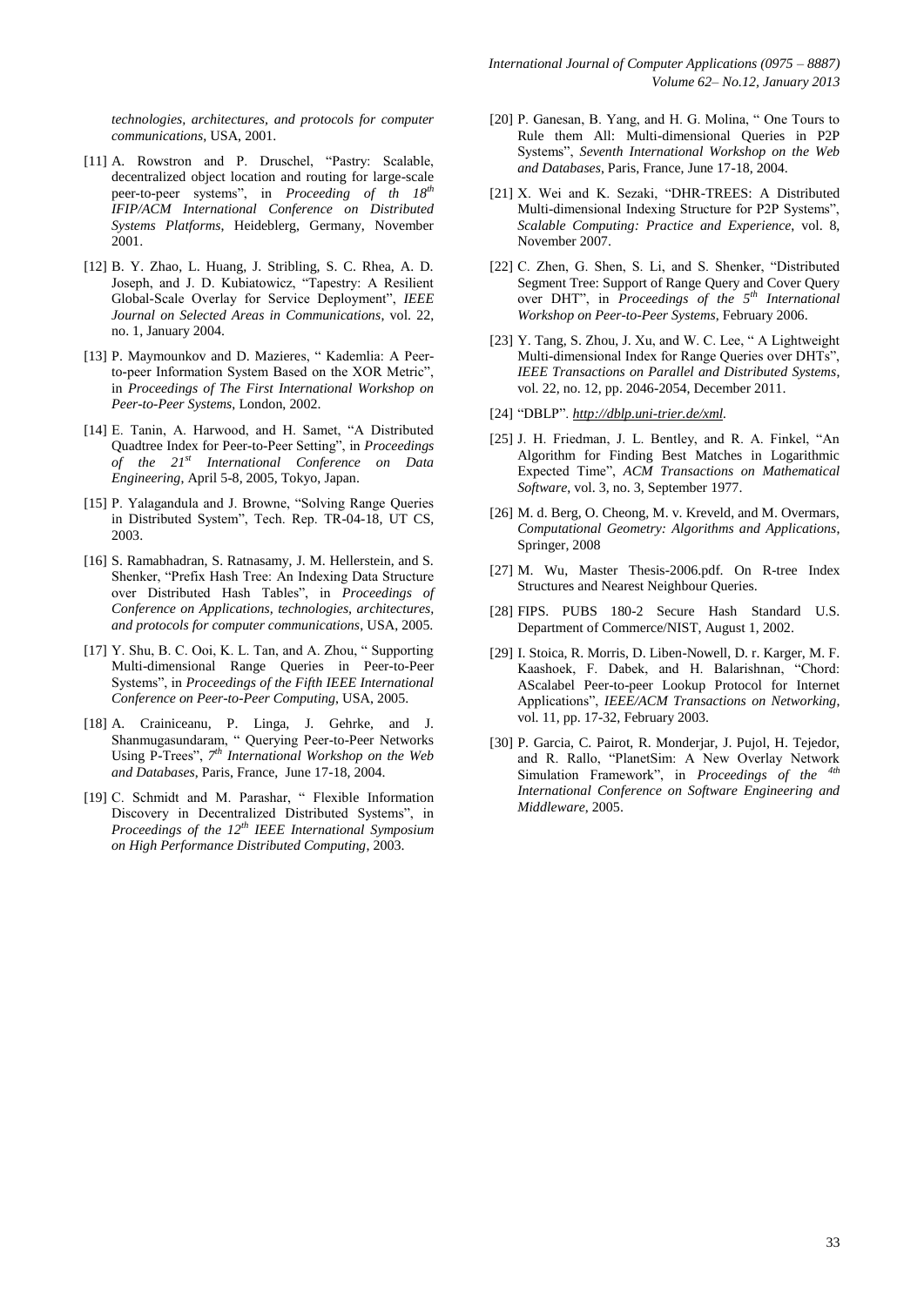*technologies, architectures, and protocols for computer communications*, USA, 2001.

[11] A. Rowstron and P. Druschel, "Pastry: Scalable, decentralized object location and routing for large-scale peer-to-peer systems", in *Proceeding of th 18th IFIP/ACM International Conference on Distributed Systems Platforms*, Heideblerg, Germany, November 2001.

[12] B. Y. Zhao, L. Huang, J. Stribling, S. C. Rhea, A. D. Joseph, and J. D. Kubiatowicz, "Tapestry: A Resilient Global-Scale Overlay for Service Deployment", *IEEE Journal on Selected Areas in Communications*, vol. 22, no. 1, January 2004.

[13] P. Maymounkov and D. Mazieres, " Kademlia: A Peer-to-peer Information System Based on the XOR Metric", in *Proceedings of The First International Workshop on Peer-to-Peer Systems*, London, 2002.

[14] E. Tanin, A. Harwood, and H. Samet, "A Distributed Quadtree Index for Peer-to-Peer Setting", in *Proceedings of the 21st International Conference on Data Engineering*, April 5-8, 2005, Tokyo, Japan.

[15] P. Yalagandula and J. Browne, "Solving Range Queries in Distributed System", Tech. Rep. TR-04-18, UT CS, 2003.

[16] S. Ramabhadran, S. Ratnasamy, J. M. Hellerstein, and S. Shenker, "Prefix Hash Tree: An Indexing Data Structure over Distributed Hash Tables", in *Proceedings of Conference on Applications, technologies, architectures, and protocols for computer communications*, USA, 2005.

[17] Y. Shu, B. C. Ooi, K. L. Tan, and A. Zhou, " Supporting Multi-dimensional Range Queries in Peer-to-Peer Systems", in *Proceedings of the Fifth IEEE International Conference on Peer-to-Peer Computing*, USA, 2005.

[18] A. Crainiceanu, P. Linga, J. Gehrke, and J. Shanmugasundaram, " Querying Peer-to-Peer Networks Using P-Trees", *7th International Workshop on the Web and Databases*, Paris, France, June 17-18, 2004.

[19] C. Schmidt and M. Parashar, " Flexible Information Discovery in Decentralized Distributed Systems", in *Proceedings of the 12th IEEE International Symposium on High Performance Distributed Computing*, 2003.

[20] P. Ganesan, B. Yang, and H. G. Molina, " One Tours to Rule them All: Multi-dimensional Queries in P2P Systems", *Seventh International Workshop on the Web and Databases*, Paris, France, June 17-18, 2004.

[21] X. Wei and K. Sezaki, "DHR-TREES: A Distributed Multi-dimensional Indexing Structure for P2P Systems", *Scalable Computing: Practice and Experience*, vol. 8, November 2007.

[22] C. Zhen, G. Shen, S. Li, and S. Shenker, "Distributed Segment Tree: Support of Range Query and Cover Query over DHT", in *Proceedings of the 5th International Workshop on Peer-to-Peer Systems*, February 2006.

[23] Y. Tang, S. Zhou, J. Xu, and W. C. Lee, " A Lightweight Multi-dimensional Index for Range Queries over DHTs", *IEEE Transactions on Parallel and Distributed Systems*, vol. 22, no. 12, pp. 2046-2054, December 2011.

[24] "DBLP". *http://dblp.uni-trier.de/xml.*

[25] J. H. Friedman, J. L. Bentley, and R. A. Finkel, "An Algorithm for Finding Best Matches in Logarithmic Expected Time", *ACM Transactions on Mathematical Software*, vol. 3, no. 3, September 1977.

[26] M. d. Berg, O. Cheong, M. v. Kreveld, and M. Overmars, *Computational Geometry: Algorithms and Applications*, Springer, 2008

[27] M. Wu, Master Thesis-2006.pdf. On R-tree Index Structures and Nearest Neighbour Queries.

[28] FIPS. PUBS 180-2 Secure Hash Standard U.S. Department of Commerce/NIST, August 1, 2002.

[29] I. Stoica, R. Morris, D. Liben-Nowell, D. r. Karger, M. F. Kaashoek, F. Dabek, and H. Balarishnan, "Chord: AScalabel Peer-to-peer Lookup Protocol for Internet Applications", *IEEE/ACM Transactions on Networking*, vol. 11, pp. 17-32, February 2003.

[30] P. Garcia, C. Pairot, R. Monderjar, J. Pujol, H. Tejedor, and R. Rallo, "PlanetSim: A New Overlay Network Simulation Framework", in *Proceedings of the 4th International Conference on Software Engineering and Middleware*, 2005.